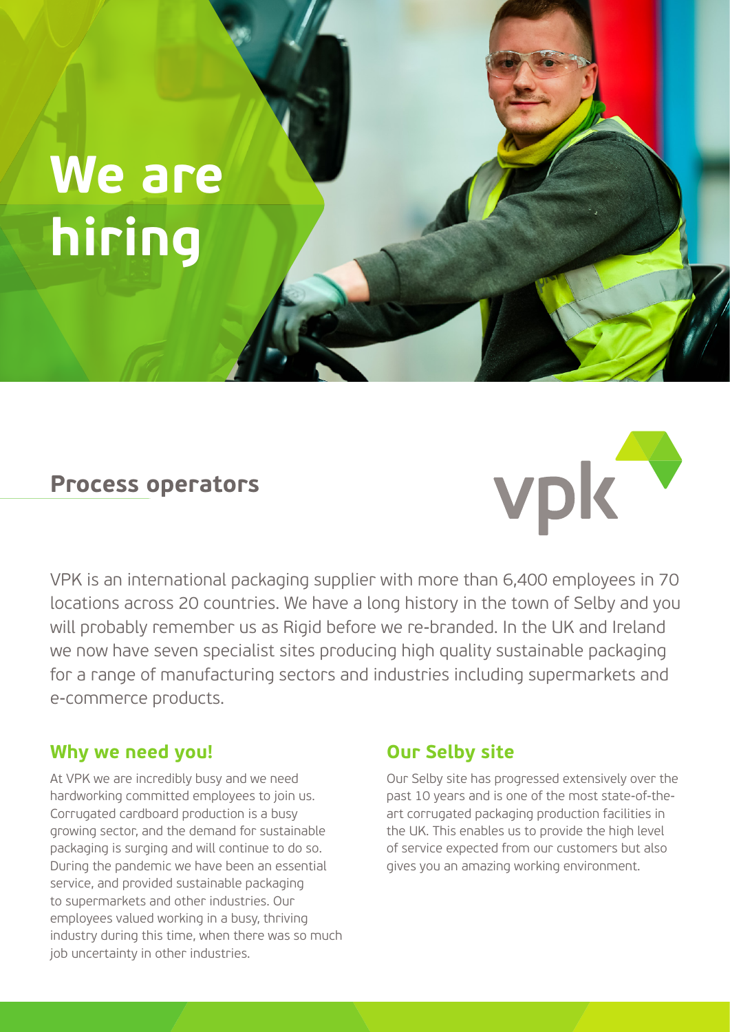# We are hiring

## Process operators

vpk

VPK is an international packaging supplier with more than 6,400 employees in 70 locations across 20 countries. We have a long history in the town of Selby and you will probably remember us as Rigid before we re-branded. In the UK and Ireland we now have seven specialist sites producing high quality sustainable packaging for a range of manufacturing sectors and industries including supermarkets and e-commerce products.

### Why we need you!

At VPK we are incredibly busy and we need hardworking committed employees to join us. Corrugated cardboard production is a busy growing sector, and the demand for sustainable packaging is surging and will continue to do so. During the pandemic we have been an essential service, and provided sustainable packaging to supermarkets and other industries. Our employees valued working in a busy, thriving industry during this time, when there was so much job uncertainty in other industries.

### Our Selby site

Our Selby site has progressed extensively over the past 10 years and is one of the most state-of-the-art corrugated packaging production facilities in the UK. This enables us to provide the high level of service expected from our customers but also gives you an amazing working environment.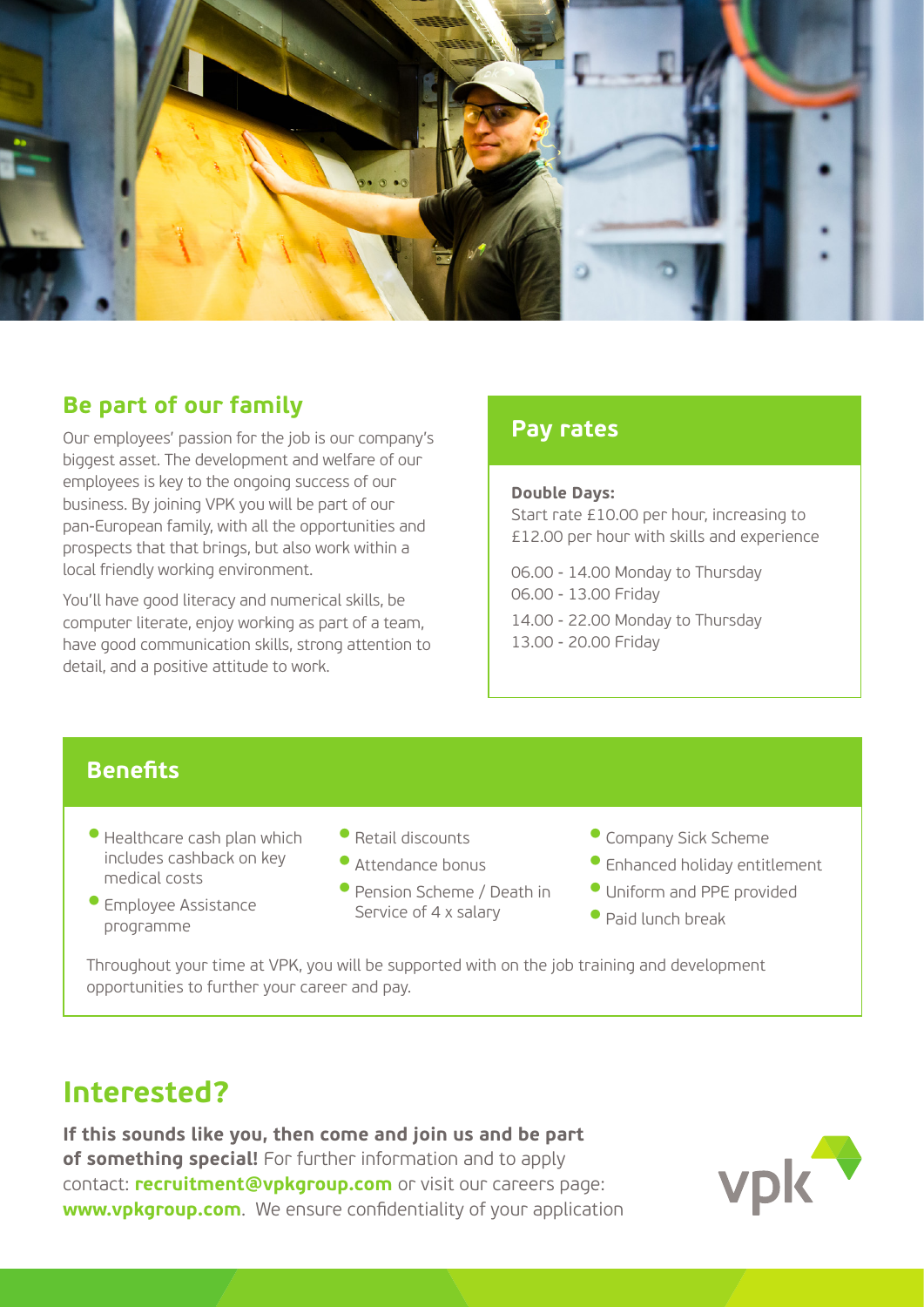## Be part of our family

Our employees' passion for the job is our company's biggest asset. The development and welfare of our employees is key to the ongoing success of our business. By joining VPK you will be part of our pan-European family, with all the opportunities and prospects that that brings, but also work within a local friendly working environment.

You'll have good literacy and numerical skills, be computer literate, enjoy working as part of a team, have good communication skills, strong attention to detail, and a positive attitude to work.

## Pay rates

**Double Days:**
Start rate £10.00 per hour, increasing to £12.00 per hour with skills and experience

06.00 - 14.00 Monday to Thursday
06.00 - 13.00 Friday

14.00 - 22.00 Monday to Thursday
13.00 - 20.00 Friday

## Benefits

- Healthcare cash plan which includes cashback on key medical costs
- Employee Assistance programme
- Retail discounts
- Attendance bonus
- Pension Scheme / Death in Service of 4 x salary
- Company Sick Scheme
- Enhanced holiday entitlement
- Uniform and PPE provided
- Paid lunch break

Throughout your time at VPK, you will be supported with on the job training and development opportunities to further your career and pay.

## Interested?

**If this sounds like you, then come and join us and be part of something special!** For further information and to apply contact: **recruitment@vpkgroup.com** or visit our careers page: **www.vpkgroup.com**. We ensure confidentiality of your application

vpk